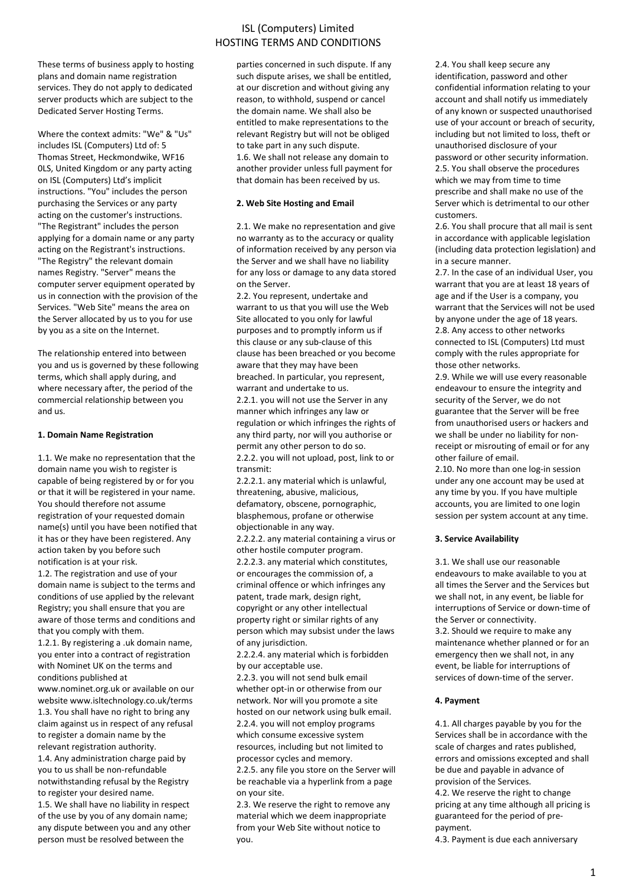# ISL (Computers) Limited
# HOSTING TERMS AND CONDITIONS

These terms of business apply to hosting plans and domain name registration services. They do not apply to dedicated server products which are subject to the Dedicated Server Hosting Terms.

Where the context admits: "We" & "Us" includes ISL (Computers) Ltd of: 5 Thomas Street, Heckmondwike, WF16 0LS, United Kingdom or any party acting on ISL (Computers) Ltd's implicit instructions. "You" includes the person purchasing the Services or any party acting on the customer's instructions. "The Registrant" includes the person applying for a domain name or any party acting on the Registrant's instructions. "The Registry" the relevant domain names Registry. "Server" means the computer server equipment operated by us in connection with the provision of the Services. "Web Site" means the area on the Server allocated by us to you for use by you as a site on the Internet.

The relationship entered into between you and us is governed by these following terms, which shall apply during, and where necessary after, the period of the commercial relationship between you and us.

**1. Domain Name Registration**

1.1. We make no representation that the domain name you wish to register is capable of being registered by or for you or that it will be registered in your name. You should therefore not assume registration of your requested domain name(s) until you have been notified that it has or they have been registered. Any action taken by you before such notification is at your risk.
1.2. The registration and use of your domain name is subject to the terms and conditions of use applied by the relevant Registry; you shall ensure that you are aware of those terms and conditions and that you comply with them.
1.2.1. By registering a .uk domain name, you enter into a contract of registration with Nominet UK on the terms and conditions published at www.nominet.org.uk or available on our website www.isltechnology.co.uk/terms
1.3. You shall have no right to bring any claim against us in respect of any refusal to register a domain name by the relevant registration authority.
1.4. Any administration charge paid by you to us shall be non-refundable notwithstanding refusal by the Registry to register your desired name.
1.5. We shall have no liability in respect of the use by you of any domain name; any dispute between you and any other person must be resolved between the parties concerned in such dispute. If any such dispute arises, we shall be entitled, at our discretion and without giving any reason, to withhold, suspend or cancel the domain name. We shall also be entitled to make representations to the relevant Registry but will not be obliged to take part in any such dispute.
1.6. We shall not release any domain to another provider unless full payment for that domain has been received by us.

**2. Web Site Hosting and Email**

2.1. We make no representation and give no warranty as to the accuracy or quality of information received by any person via the Server and we shall have no liability for any loss or damage to any data stored on the Server.
2.2. You represent, undertake and warrant to us that you will use the Web Site allocated to you only for lawful purposes and to promptly inform us if this clause or any sub-clause of this clause has been breached or you become aware that they may have been breached. In particular, you represent, warrant and undertake to us.
2.2.1. you will not use the Server in any manner which infringes any law or regulation or which infringes the rights of any third party, nor will you authorise or permit any other person to do so.
2.2.2. you will not upload, post, link to or transmit:
2.2.2.1. any material which is unlawful, threatening, abusive, malicious, defamatory, obscene, pornographic, blasphemous, profane or otherwise objectionable in any way.
2.2.2.2. any material containing a virus or other hostile computer program.
2.2.2.3. any material which constitutes, or encourages the commission of, a criminal offence or which infringes any patent, trade mark, design right, copyright or any other intellectual property right or similar rights of any person which may subsist under the laws of any jurisdiction.
2.2.2.4. any material which is forbidden by our acceptable use.
2.2.3. you will not send bulk email whether opt-in or otherwise from our network. Nor will you promote a site hosted on our network using bulk email.
2.2.4. you will not employ programs which consume excessive system resources, including but not limited to processor cycles and memory.
2.2.5. any file you store on the Server will be reachable via a hyperlink from a page on your site.
2.3. We reserve the right to remove any material which we deem inappropriate from your Web Site without notice to you.
2.4. You shall keep secure any identification, password and other confidential information relating to your account and shall notify us immediately of any known or suspected unauthorised use of your account or breach of security, including but not limited to loss, theft or unauthorised disclosure of your password or other security information.
2.5. You shall observe the procedures which we may from time to time prescribe and shall make no use of the Server which is detrimental to our other customers.
2.6. You shall procure that all mail is sent in accordance with applicable legislation (including data protection legislation) and in a secure manner.
2.7. In the case of an individual User, you warrant that you are at least 18 years of age and if the User is a company, you warrant that the Services will not be used by anyone under the age of 18 years.
2.8. Any access to other networks connected to ISL (Computers) Ltd must comply with the rules appropriate for those other networks.
2.9. While we will use every reasonable endeavour to ensure the integrity and security of the Server, we do not guarantee that the Server will be free from unauthorised users or hackers and we shall be under no liability for non-receipt or misrouting of email or for any other failure of email.
2.10. No more than one log-in session under any one account may be used at any time by you. If you have multiple accounts, you are limited to one login session per system account at any time.

**3. Service Availability**

3.1. We shall use our reasonable endeavours to make available to you at all times the Server and the Services but we shall not, in any event, be liable for interruptions of Service or down-time of the Server or connectivity.
3.2. Should we require to make any maintenance whether planned or for an emergency then we shall not, in any event, be liable for interruptions of services of down-time of the server.

**4. Payment**

4.1. All charges payable by you for the Services shall be in accordance with the scale of charges and rates published, errors and omissions excepted and shall be due and payable in advance of provision of the Services.
4.2. We reserve the right to change pricing at any time although all pricing is guaranteed for the period of pre-payment.
4.3. Payment is due each anniversary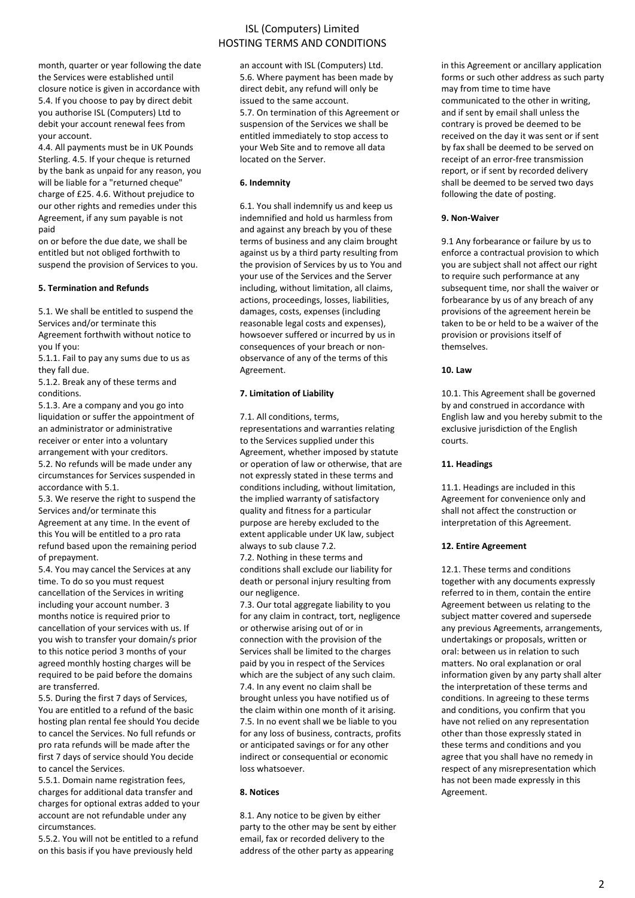month, quarter or year following the date the Services were established until closure notice is given in accordance with 5.4. If you choose to pay by direct debit you authorise ISL (Computers) Ltd to debit your account renewal fees from your account.

4.4. All payments must be in UK Pounds Sterling. 4.5. If your cheque is returned by the bank as unpaid for any reason, you will be liable for a "returned cheque" charge of £25. 4.6. Without prejudice to our other rights and remedies under this Agreement, if any sum payable is not paid

on or before the due date, we shall be entitled but not obliged forthwith to suspend the provision of Services to you.

**5. Termination and Refunds**

5.1. We shall be entitled to suspend the Services and/or terminate this Agreement forthwith without notice to you If you:

5.1.1. Fail to pay any sums due to us as they fall due.

5.1.2. Break any of these terms and conditions.

5.1.3. Are a company and you go into liquidation or suffer the appointment of an administrator or administrative receiver or enter into a voluntary arrangement with your creditors.

5.2. No refunds will be made under any circumstances for Services suspended in accordance with 5.1.

5.3. We reserve the right to suspend the Services and/or terminate this Agreement at any time. In the event of this You will be entitled to a pro rata refund based upon the remaining period of prepayment.

5.4. You may cancel the Services at any time. To do so you must request cancellation of the Services in writing including your account number. 3 months notice is required prior to cancellation of your services with us. If you wish to transfer your domain/s prior to this notice period 3 months of your agreed monthly hosting charges will be required to be paid before the domains are transferred.

5.5. During the first 7 days of Services, You are entitled to a refund of the basic hosting plan rental fee should You decide to cancel the Services. No full refunds or pro rata refunds will be made after the first 7 days of service should You decide to cancel the Services.

5.5.1. Domain name registration fees, charges for additional data transfer and charges for optional extras added to your account are not refundable under any circumstances.

5.5.2. You will not be entitled to a refund on this basis if you have previously held an account with ISL (Computers) Ltd.

5.6. Where payment has been made by direct debit, any refund will only be issued to the same account.

5.7. On termination of this Agreement or suspension of the Services we shall be entitled immediately to stop access to your Web Site and to remove all data located on the Server.

**6. Indemnity**

6.1. You shall indemnify us and keep us indemnified and hold us harmless from and against any breach by you of these terms of business and any claim brought against us by a third party resulting from the provision of Services by us to You and your use of the Services and the Server including, without limitation, all claims, actions, proceedings, losses, liabilities, damages, costs, expenses (including reasonable legal costs and expenses), howsoever suffered or incurred by us in consequences of your breach or non-observance of any of the terms of this Agreement.

**7. Limitation of Liability**

7.1. All conditions, terms, representations and warranties relating to the Services supplied under this Agreement, whether imposed by statute or operation of law or otherwise, that are not expressly stated in these terms and conditions including, without limitation, the implied warranty of satisfactory quality and fitness for a particular purpose are hereby excluded to the extent applicable under UK law, subject always to sub clause 7.2.

7.2. Nothing in these terms and conditions shall exclude our liability for death or personal injury resulting from our negligence.

7.3. Our total aggregate liability to you for any claim in contract, tort, negligence or otherwise arising out of or in connection with the provision of the Services shall be limited to the charges paid by you in respect of the Services which are the subject of any such claim.

7.4. In any event no claim shall be brought unless you have notified us of the claim within one month of it arising.

7.5. In no event shall we be liable to you for any loss of business, contracts, profits or anticipated savings or for any other indirect or consequential or economic loss whatsoever.

**8. Notices**

8.1. Any notice to be given by either party to the other may be sent by either email, fax or recorded delivery to the address of the other party as appearing in this Agreement or ancillary application forms or such other address as such party may from time to time have communicated to the other in writing, and if sent by email shall unless the contrary is proved be deemed to be received on the day it was sent or if sent by fax shall be deemed to be served on receipt of an error-free transmission report, or if sent by recorded delivery shall be deemed to be served two days following the date of posting.

**9. Non-Waiver**

9.1 Any forbearance or failure by us to enforce a contractual provision to which you are subject shall not affect our right to require such performance at any subsequent time, nor shall the waiver or forbearance by us of any breach of any provisions of the agreement herein be taken to be or held to be a waiver of the provision or provisions itself of themselves.

**10. Law**

10.1. This Agreement shall be governed by and construed in accordance with English law and you hereby submit to the exclusive jurisdiction of the English courts.

**11. Headings**

11.1. Headings are included in this Agreement for convenience only and shall not affect the construction or interpretation of this Agreement.

**12. Entire Agreement**

12.1. These terms and conditions together with any documents expressly referred to in them, contain the entire Agreement between us relating to the subject matter covered and supersede any previous Agreements, arrangements, undertakings or proposals, written or oral: between us in relation to such matters. No oral explanation or oral information given by any party shall alter the interpretation of these terms and conditions. In agreeing to these terms and conditions, you confirm that you have not relied on any representation other than those expressly stated in these terms and conditions and you agree that you shall have no remedy in respect of any misrepresentation which has not been made expressly in this Agreement.